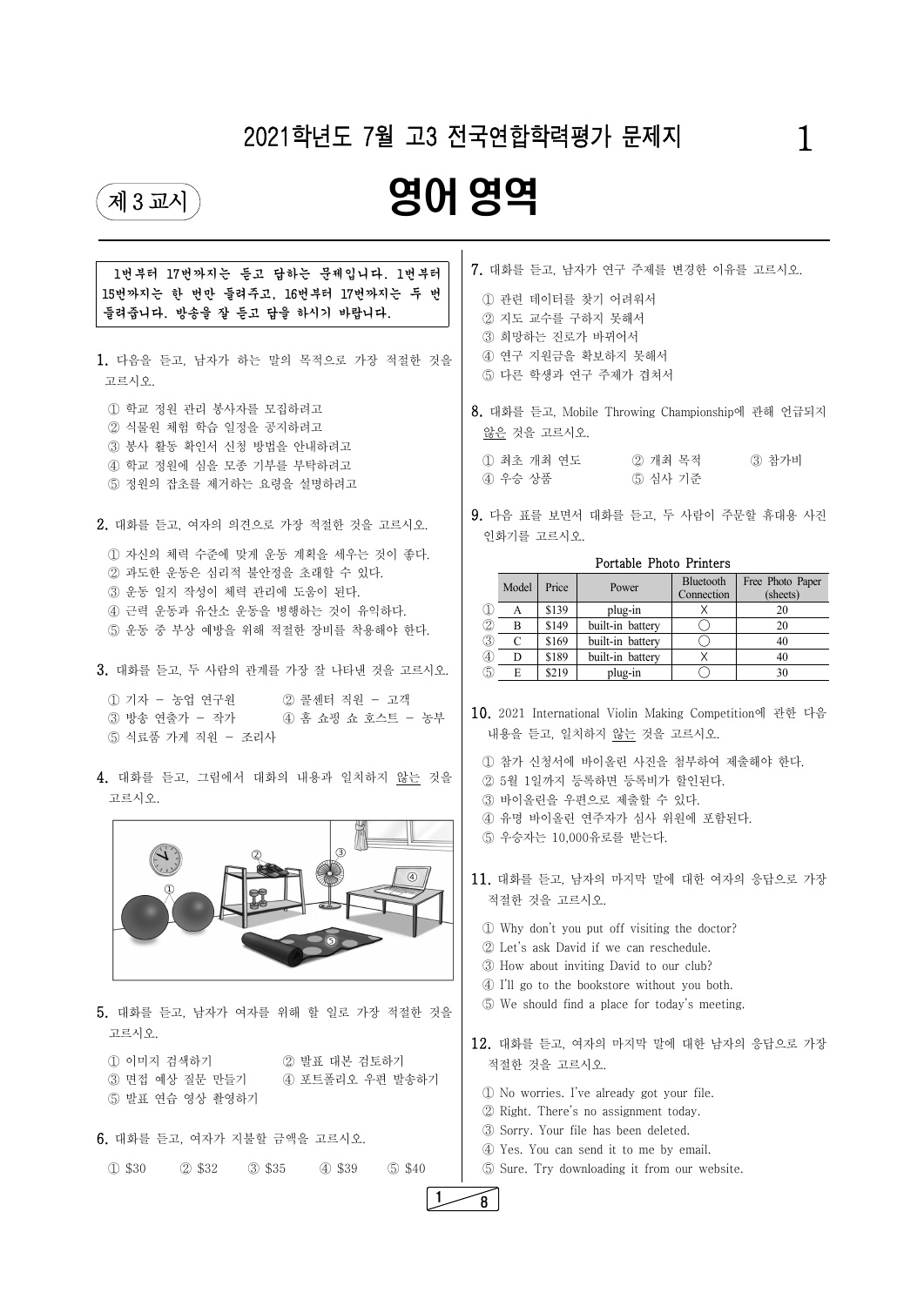# 2021학년도 7월 고3 전국연합학력평가 문제지

## 제 3 교시

# 영어 영역

**1번부터 17번까지는 듣고 답하는 문제입니다. 1번부터 15번까지는 한 번만 들려주고, 16번부터 17번까지는 두 번 들려줍니다. 방송을 잘 듣고 답을 하시기 바랍니다.**

**1.** 다음을 듣고, 남자가 하는 말의 목적으로 가장 적절한 것을 고르시오.

① 학교 정원 관리 봉사자를 모집하려고
② 식물원 체험 학습 일정을 공지하려고
③ 봉사 활동 확인서 신청 방법을 안내하려고
④ 학교 정원에 심을 모종 기부를 부탁하려고
⑤ 정원의 잡초를 제거하는 요령을 설명하려고

**2.** 대화를 듣고, 여자의 의견으로 가장 적절한 것을 고르시오.

① 자신의 체력 수준에 맞게 운동 계획을 세우는 것이 좋다.
② 과도한 운동은 심리적 불안정을 초래할 수 있다.
③ 운동 일지 작성이 체력 관리에 도움이 된다.
④ 근력 운동과 유산소 운동을 병행하는 것이 유익하다.
⑤ 운동 중 부상 예방을 위해 적절한 장비를 착용해야 한다.

**3.** 대화를 듣고, 두 사람의 관계를 가장 잘 나타낸 것을 고르시오.

① 기자 － 농업 연구원
② 콜센터 직원 － 고객
③ 방송 연출가 － 작가
④ 홈 쇼핑 쇼 호스트 － 농부
⑤ 식료품 가게 직원 － 조리사

**4.** 대화를 듣고, 그림에서 대화의 내용과 일치하지 않는 것을 고르시오.

**5.** 대화를 듣고, 남자가 여자를 위해 할 일로 가장 적절한 것을 고르시오.

① 이미지 검색하기
② 발표 대본 검토하기
③ 면접 예상 질문 만들기
④ 포트폴리오 우편 발송하기
⑤ 발표 연습 영상 촬영하기

**6.** 대화를 듣고, 여자가 지불할 금액을 고르시오.

① $30 ② $32 ③ $35 ④ $39 ⑤ $40

**7.** 대화를 듣고, 남자가 연구 주제를 변경한 이유를 고르시오.

① 관련 데이터를 찾기 어려워서
② 지도 교수를 구하지 못해서
③ 희망하는 진로가 바뀌어서
④ 연구 지원금을 확보하지 못해서
⑤ 다른 학생과 연구 주제가 겹쳐서

**8.** 대화를 듣고, Mobile Throwing Championship에 관해 언급되지 않은 것을 고르시오.

① 최초 개최 연도
② 개최 목적
③ 참가비
④ 우승 상품
⑤ 심사 기준

**9.** 다음 표를 보면서 대화를 듣고, 두 사람이 주문할 휴대용 사진 인화기를 고르시오.

Portable Photo Printers

| | Model | Price | Power | Bluetooth Connection | Free Photo Paper (sheets) |
|---|---|---|---|---|---|
| ① | A | $139 | plug-in | X | 20 |
| ② | B | $149 | built-in battery | ◯ | 20 |
| ③ | C | $169 | built-in battery | ◯ | 40 |
| ④ | D | $189 | built-in battery | X | 40 |
| ⑤ | E | $219 | plug-in | ◯ | 30 |

**10.** 2021 International Violin Making Competition에 관한 다음 내용을 듣고, 일치하지 않는 것을 고르시오.

① 참가 신청서에 바이올린 사진을 첨부하여 제출해야 한다.
② 5월 1일까지 등록하면 등록비가 할인된다.
③ 바이올린을 우편으로 제출할 수 있다.
④ 유명 바이올린 연주자가 심사 위원에 포함된다.
⑤ 우승자는 10,000유로를 받는다.

**11.** 대화를 듣고, 남자의 마지막 말에 대한 여자의 응답으로 가장 적절한 것을 고르시오.

① Why don't you put off visiting the doctor?
② Let's ask David if we can reschedule.
③ How about inviting David to our club?
④ I'll go to the bookstore without you both.
⑤ We should find a place for today's meeting.

**12.** 대화를 듣고, 여자의 마지막 말에 대한 남자의 응답으로 가장 적절한 것을 고르시오.

① No worries. I've already got your file.
② Right. There's no assignment today.
③ Sorry. Your file has been deleted.
④ Yes. You can send it to me by email.
⑤ Sure. Try downloading it from our website.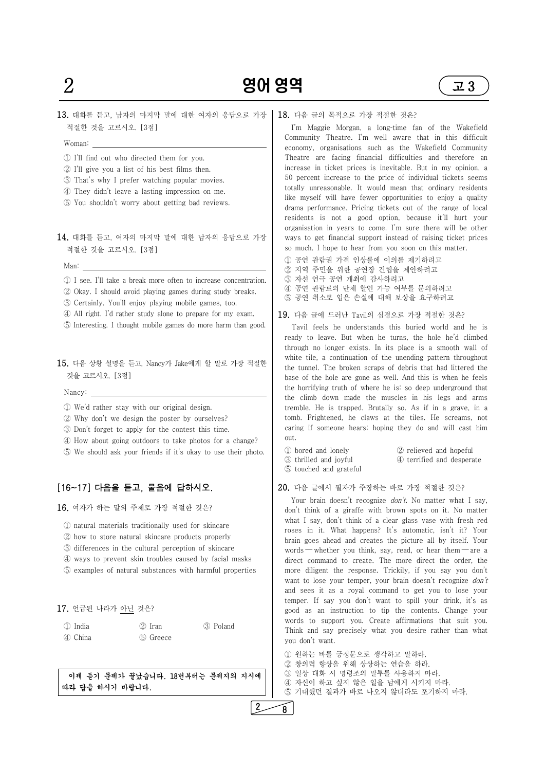**13.** 대화를 듣고, 남자의 마지막 말에 대한 여자의 응답으로 가장 적절한 것을 고르시오. [3점]

Woman: ____________________

① I'll find out who directed them for you.
② I'll give you a list of his best films then.
③ That's why I prefer watching popular movies.
④ They didn't leave a lasting impression on me.
⑤ You shouldn't worry about getting bad reviews.

**14.** 대화를 듣고, 여자의 마지막 말에 대한 남자의 응답으로 가장 적절한 것을 고르시오. [3점]

Man: ____________________

① I see. I'll take a break more often to increase concentration.
② Okay. I should avoid playing games during study breaks.
③ Certainly. You'll enjoy playing mobile games, too.
④ All right. I'd rather study alone to prepare for my exam.
⑤ Interesting. I thought mobile games do more harm than good.

**15.** 다음 상황 설명을 듣고, Nancy가 Jake에게 할 말로 가장 적절한 것을 고르시오. [3점]

Nancy: ____________________

① We'd rather stay with our original design.
② Why don't we design the poster by ourselves?
③ Don't forget to apply for the contest this time.
④ How about going outdoors to take photos for a change?
⑤ We should ask your friends if it's okay to use their photo.

## [16~17] 다음을 듣고, 물음에 답하시오.

**16.** 여자가 하는 말의 주제로 가장 적절한 것은?

① natural materials traditionally used for skincare
② how to store natural skincare products properly
③ differences in the cultural perception of skincare
④ ways to prevent skin troubles caused by facial masks
⑤ examples of natural substances with harmful properties

**17.** 언급된 나라가 <u>아닌</u> 것은?

① India　② Iran　③ Poland
④ China　⑤ Greece

**이제 듣기 문제가 끝났습니다. 18번부터는 문제지의 지시에 따라 답을 하시기 바랍니다.**

**18.** 다음 글의 목적으로 가장 적절한 것은?

I'm Maggie Morgan, a long-time fan of the Wakefield Community Theatre. I'm well aware that in this difficult economy, organisations such as the Wakefield Community Theatre are facing financial difficulties and therefore an increase in ticket prices is inevitable. But in my opinion, a 50 percent increase to the price of individual tickets seems totally unreasonable. It would mean that ordinary residents like myself will have fewer opportunities to enjoy a quality drama performance. Pricing tickets out of the range of local residents is not a good option, because it'll hurt your organisation in years to come. I'm sure there will be other ways to get financial support instead of raising ticket prices so much. I hope to hear from you soon on this matter.

① 공연 관람권 가격 인상률에 이의를 제기하려고
② 지역 주민을 위한 공연장 건립을 제안하려고
③ 자선 연극 공연 개최에 감사하려고
④ 공연 관람료의 단체 할인 가능 여부를 문의하려고
⑤ 공연 취소로 입은 손실에 대해 보상을 요구하려고

**19.** 다음 글에 드러난 Tavil의 심경으로 가장 적절한 것은?

Tavil feels he understands this buried world and he is ready to leave. But when he turns, the hole he'd climbed through no longer exists. In its place is a smooth wall of white tile, a continuation of the unending pattern throughout the tunnel. The broken scraps of debris that had littered the base of the hole are gone as well. And this is when he feels the horrifying truth of where he is: so deep underground that the climb down made the muscles in his legs and arms tremble. He is trapped. Brutally so. As if in a grave, in a tomb. Frightened, he claws at the tiles. He screams, not caring if someone hears; hoping they do and will cast him out.

① bored and lonely　② relieved and hopeful
③ thrilled and joyful　④ terrified and desperate
⑤ touched and grateful

**20.** 다음 글에서 필자가 주장하는 바로 가장 적절한 것은?

Your brain doesn't recognize *don't*. No matter what I say, don't think of a giraffe with brown spots on it. No matter what I say, don't think of a clear glass vase with fresh red roses in it. What happens? It's automatic, isn't it? Your brain goes ahead and creates the picture all by itself. Your words — whether you think, say, read, or hear them — are a direct command to create. The more direct the order, the more diligent the response. Trickily, if you say you don't want to lose your temper, your brain doesn't recognize *don't* and sees it as a royal command to get you to lose your temper. If say you don't want to spill your drink, it's as good as an instruction to tip the contents. Change your words to support you. Create affirmations that suit you. Think and say precisely what you desire rather than what you don't want.

① 원하는 바를 긍정문으로 생각하고 말하라.
② 창의력 향상을 위해 상상하는 연습을 하라.
③ 일상 대화 시 명령조의 말투를 사용하지 마라.
④ 자신이 하고 싶지 않은 일을 남에게 시키지 마라.
⑤ 기대했던 결과가 바로 나오지 않더라도 포기하지 마라.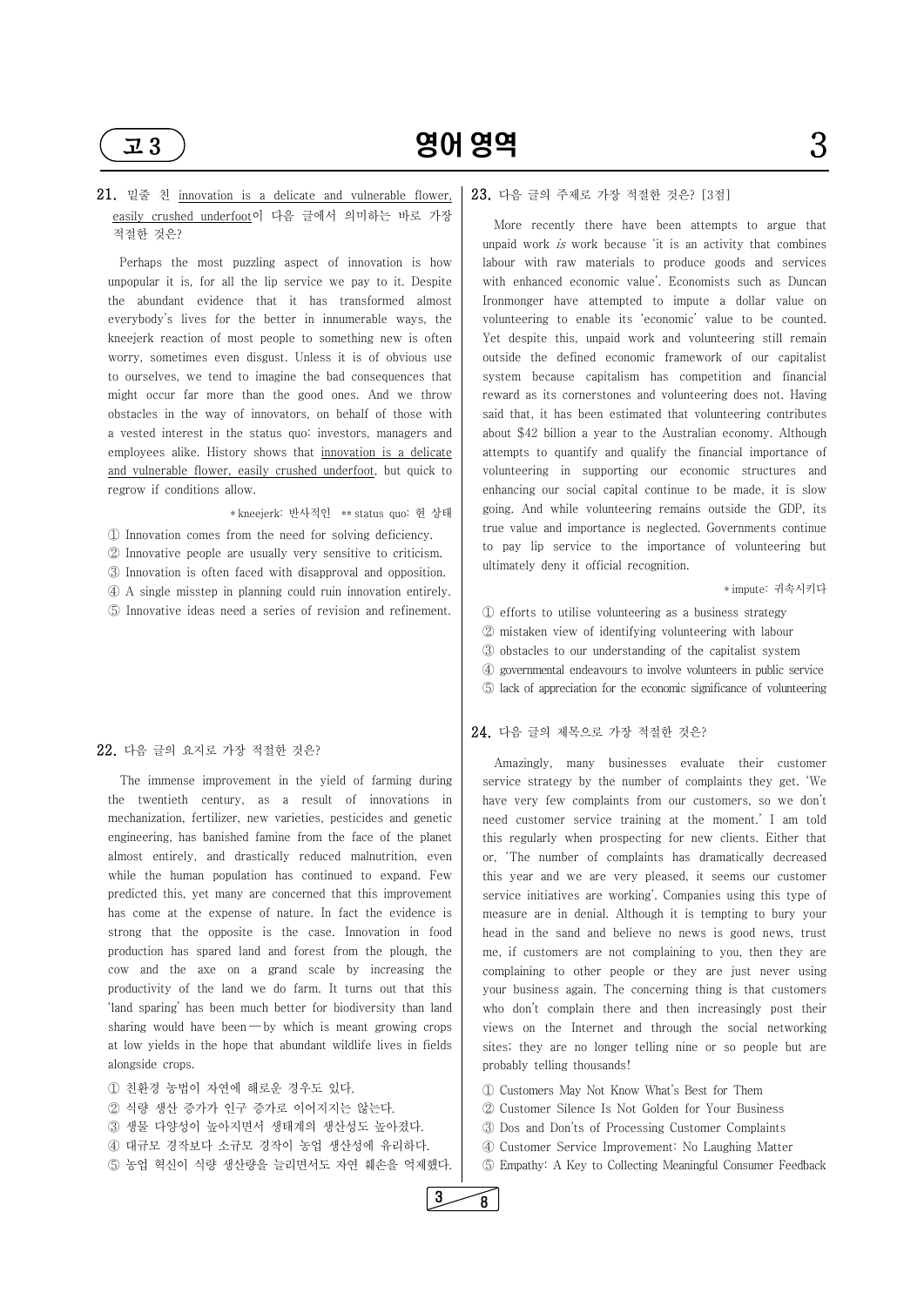**21.** 밑줄 친 <u>innovation is a delicate and vulnerable flower, easily crushed underfoot</u>이 다음 글에서 의미하는 바로 가장 적절한 것은?

Perhaps the most puzzling aspect of innovation is how unpopular it is, for all the lip service we pay to it. Despite the abundant evidence that it has transformed almost everybody's lives for the better in innumerable ways, the kneejerk reaction of most people to something new is often worry, sometimes even disgust. Unless it is of obvious use to ourselves, we tend to imagine the bad consequences that might occur far more than the good ones. And we throw obstacles in the way of innovators, on behalf of those with a vested interest in the status quo: investors, managers and employees alike. History shows that <u>innovation is a delicate and vulnerable flower, easily crushed underfoot</u>, but quick to regrow if conditions allow.

\* kneejerk: 반사적인 \*\* status quo: 현 상태

① Innovation comes from the need for solving deficiency.
② Innovative people are usually very sensitive to criticism.
③ Innovation is often faced with disapproval and opposition.
④ A single misstep in planning could ruin innovation entirely.
⑤ Innovative ideas need a series of revision and refinement.

**22.** 다음 글의 요지로 가장 적절한 것은?

The immense improvement in the yield of farming during the twentieth century, as a result of innovations in mechanization, fertilizer, new varieties, pesticides and genetic engineering, has banished famine from the face of the planet almost entirely, and drastically reduced malnutrition, even while the human population has continued to expand. Few predicted this, yet many are concerned that this improvement has come at the expense of nature. In fact the evidence is strong that the opposite is the case. Innovation in food production has spared land and forest from the plough, the cow and the axe on a grand scale by increasing the productivity of the land we do farm. It turns out that this 'land sparing' has been much better for biodiversity than land sharing would have been — by which is meant growing crops at low yields in the hope that abundant wildlife lives in fields alongside crops.

① 친환경 농법이 자연에 해로운 경우도 있다.
② 식량 생산 증가가 인구 증가로 이어지지는 않는다.
③ 생물 다양성이 높아지면서 생태계의 생산성도 높아졌다.
④ 대규모 경작보다 소규모 경작이 농업 생산성에 유리하다.
⑤ 농업 혁신이 식량 생산량을 늘리면서도 자연 훼손을 억제했다.

**23.** 다음 글의 주제로 가장 적절한 것은? [3점]

More recently there have been attempts to argue that unpaid work *is* work because 'it is an activity that combines labour with raw materials to produce goods and services with enhanced economic value'. Economists such as Duncan Ironmonger have attempted to impute a dollar value on volunteering to enable its 'economic' value to be counted. Yet despite this, unpaid work and volunteering still remain outside the defined economic framework of our capitalist system because capitalism has competition and financial reward as its cornerstones and volunteering does not. Having said that, it has been estimated that volunteering contributes about $42 billion a year to the Australian economy. Although attempts to quantify and qualify the financial importance of volunteering in supporting our economic structures and enhancing our social capital continue to be made, it is slow going. And while volunteering remains outside the GDP, its true value and importance is neglected. Governments continue to pay lip service to the importance of volunteering but ultimately deny it official recognition.

\* impute: 귀속시키다

① efforts to utilise volunteering as a business strategy
② mistaken view of identifying volunteering with labour
③ obstacles to our understanding of the capitalist system
④ governmental endeavours to involve volunteers in public service
⑤ lack of appreciation for the economic significance of volunteering

**24.** 다음 글의 제목으로 가장 적절한 것은?

Amazingly, many businesses evaluate their customer service strategy by the number of complaints they get. 'We have very few complaints from our customers, so we don't need customer service training at the moment.' I am told this regularly when prospecting for new clients. Either that or, 'The number of complaints has dramatically decreased this year and we are very pleased, it seems our customer service initiatives are working'. Companies using this type of measure are in denial. Although it is tempting to bury your head in the sand and believe no news is good news, trust me, if customers are not complaining to you, then they are complaining to other people or they are just never using your business again. The concerning thing is that customers who don't complain there and then increasingly post their views on the Internet and through the social networking sites; they are no longer telling nine or so people but are probably telling thousands!

① Customers May Not Know What's Best for Them
② Customer Silence Is Not Golden for Your Business
③ Dos and Don'ts of Processing Customer Complaints
④ Customer Service Improvement: No Laughing Matter
⑤ Empathy: A Key to Collecting Meaningful Consumer Feedback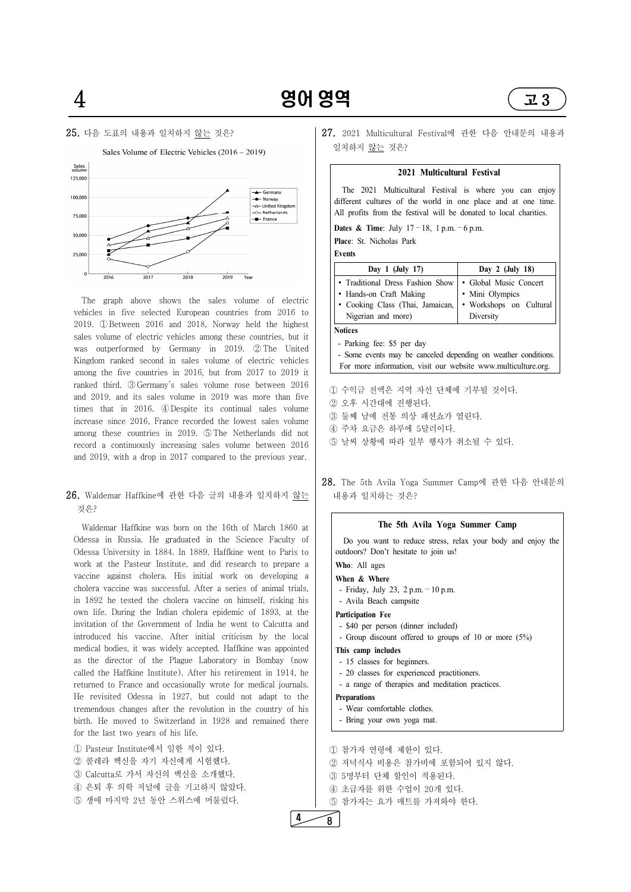**25.** 다음 도표의 내용과 일치하지 않는 것은?

Sales Volume of Electric Vehicles (2016 – 2019)

The graph above shows the sales volume of electric vehicles in five selected European countries from 2016 to 2019. ① Between 2016 and 2018, Norway held the highest sales volume of electric vehicles among these countries, but it was outperformed by Germany in 2019. ② The United Kingdom ranked second in sales volume of electric vehicles among the five countries in 2016, but from 2017 to 2019 it ranked third. ③ Germany's sales volume rose between 2016 and 2019, and its sales volume in 2019 was more than five times that in 2016. ④ Despite its continual sales volume increase since 2016, France recorded the lowest sales volume among these countries in 2019. ⑤ The Netherlands did not record a continuously increasing sales volume between 2016 and 2019, with a drop in 2017 compared to the previous year.

**26.** Waldemar Haffkine에 관한 다음 글의 내용과 일치하지 않는 것은?

Waldemar Haffkine was born on the 16th of March 1860 at Odessa in Russia. He graduated in the Science Faculty of Odessa University in 1884. In 1889, Haffkine went to Paris to work at the Pasteur Institute, and did research to prepare a vaccine against cholera. His initial work on developing a cholera vaccine was successful. After a series of animal trials, in 1892 he tested the cholera vaccine on himself, risking his own life. During the Indian cholera epidemic of 1893, at the invitation of the Government of India he went to Calcutta and introduced his vaccine. After initial criticism by the local medical bodies, it was widely accepted. Haffkine was appointed as the director of the Plague Laboratory in Bombay (now called the Haffkine Institute). After his retirement in 1914, he returned to France and occasionally wrote for medical journals. He revisited Odessa in 1927, but could not adapt to the tremendous changes after the revolution in the country of his birth. He moved to Switzerland in 1928 and remained there for the last two years of his life.

① Pasteur Institute에서 일한 적이 있다.
② 콜레라 백신을 자기 자신에게 시험했다.
③ Calcutta로 가서 자신의 백신을 소개했다.
④ 은퇴 후 의학 저널에 글을 기고하지 않았다.
⑤ 생애 마지막 2년 동안 스위스에 머물렀다.

**27.** 2021 Multicultural Festival에 관한 다음 안내문의 내용과 일치하지 않는 것은?

**2021 Multicultural Festival**

The 2021 Multicultural Festival is where you can enjoy different cultures of the world in one place and at one time. All profits from the festival will be donated to local charities.

**Dates & Time**: July 17 – 18, 1 p.m. – 6 p.m.

**Place**: St. Nicholas Park

**Events**

| Day 1 (July 17) | Day 2 (July 18) |
|---|---|
| • Traditional Dress Fashion Show<br>• Hands-on Craft Making<br>• Cooking Class (Thai, Jamaican, Nigerian and more) | • Global Music Concert<br>• Mini Olympics<br>• Workshops on Cultural Diversity |

**Notices**

- Parking fee: $5 per day
- Some events may be canceled depending on weather conditions.

For more information, visit our website www.multiculture.org.

① 수익금 전액은 지역 자선 단체에 기부될 것이다.
② 오후 시간대에 진행된다.
③ 둘째 날에 전통 의상 패션쇼가 열린다.
④ 주차 요금은 하루에 5달러이다.
⑤ 날씨 상황에 따라 일부 행사가 취소될 수 있다.

**28.** The 5th Avila Yoga Summer Camp에 관한 다음 안내문의 내용과 일치하는 것은?

**The 5th Avila Yoga Summer Camp**

Do you want to reduce stress, relax your body and enjoy the outdoors? Don't hesitate to join us!

**Who**: All ages

**When & Where**
- Friday, July 23, 2 p.m. – 10 p.m.
- Avila Beach campsite

**Participation Fee**
- $40 per person (dinner included)
- Group discount offered to groups of 10 or more (5%)

**This camp includes**
- 15 classes for beginners.
- 20 classes for experienced practitioners.
- a range of therapies and meditation practices.

**Preparations**
- Wear comfortable clothes.
- Bring your own yoga mat.

① 참가자 연령에 제한이 있다.
② 저녁식사 비용은 참가비에 포함되어 있지 않다.
③ 5명부터 단체 할인이 적용된다.
④ 초급자를 위한 수업이 20개 있다.
⑤ 참가자는 요가 매트를 가져와야 한다.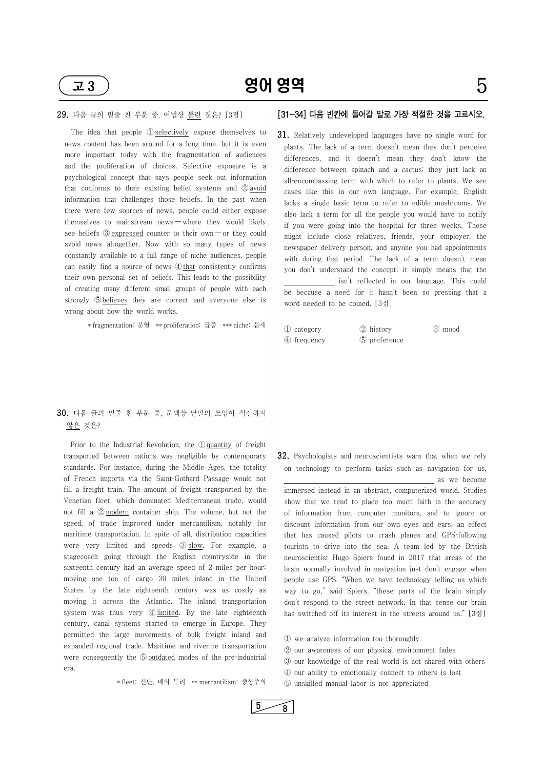**29.** 다음 글의 밑줄 친 부분 중, 어법상 <u>틀린</u> 것은? [3점]

The idea that people ① <u>selectively</u> expose themselves to news content has been around for a long time, but it is even more important today with the fragmentation of audiences and the proliferation of choices. Selective exposure is a psychological concept that says people seek out information that conforms to their existing belief systems and ② <u>avoid</u> information that challenges those beliefs. In the past when there were few sources of news, people could either expose themselves to mainstream news — where they would likely see beliefs ③ <u>expressed</u> counter to their own — or they could avoid news altogether. Now with so many types of news constantly available to a full range of niche audiences, people can easily find a source of news ④ <u>that</u> consistently confirms their own personal set of beliefs. This leads to the possibility of creating many different small groups of people with each strongly ⑤ <u>believes</u> they are correct and everyone else is wrong about how the world works.

\* fragmentation: 분열 ** proliferation: 급증 *** niche: 틈새

**30.** 다음 글의 밑줄 친 부분 중, 문맥상 낱말의 쓰임이 적절하지 <u>않은</u> 것은?

Prior to the Industrial Revolution, the ① <u>quantity</u> of freight transported between nations was negligible by contemporary standards. For instance, during the Middle Ages, the totality of French imports via the Saint-Gothard Passage would not fill a freight train. The amount of freight transported by the Venetian fleet, which dominated Mediterranean trade, would not fill a ② <u>modern</u> container ship. The volume, but not the speed, of trade improved under mercantilism, notably for maritime transportation. In spite of all, distribution capacities were very limited and speeds ③ <u>slow</u>. For example, a stagecoach going through the English countryside in the sixteenth century had an average speed of 2 miles per hour; moving one ton of cargo 30 miles inland in the United States by the late eighteenth century was as costly as moving it across the Atlantic. The inland transportation system was thus very ④ <u>limited</u>. By the late eighteenth century, canal systems started to emerge in Europe. They permitted the large movements of bulk freight inland and expanded regional trade. Maritime and riverine transportation were consequently the ⑤ <u>outdated</u> modes of the pre-industrial era.

\* fleet: 선단, 배의 무리 ** mercantilism: 중상주의

### [31~34] 다음 빈칸에 들어갈 말로 가장 적절한 것을 고르시오.

**31.** Relatively undeveloped languages have no single word for plants. The lack of a term doesn't mean they don't perceive differences, and it doesn't mean they don't know the difference between spinach and a cactus; they just lack an all-encompassing term with which to refer to plants. We see cases like this in our own language. For example, English lacks a single basic term to refer to edible mushrooms. We also lack a term for all the people you would have to notify if you were going into the hospital for three weeks. These might include close relatives, friends, your employer, the newspaper delivery person, and anyone you had appointments with during that period. The lack of a term doesn't mean you don't understand the concept; it simply means that the ____________ isn't reflected in our language. This could be because a need for it hasn't been so pressing that a word needed to be coined. [3점]

① category ② history ③ mood
④ frequency ⑤ preference

**32.** Psychologists and neuroscientists warn that when we rely on technology to perform tasks such as navigation for us, ______________________________ as we become immersed instead in an abstract, computerized world. Studies show that we tend to place too much faith in the accuracy of information from computer monitors, and to ignore or discount information from our own eyes and ears, an effect that has caused pilots to crash planes and GPS-following tourists to drive into the sea. A team led by the British neuroscientist Hugo Spiers found in 2017 that areas of the brain normally involved in navigation just don't engage when people use GPS. "When we have technology telling us which way to go," said Spiers, "these parts of the brain simply don't respond to the street network. In that sense our brain has switched off its interest in the streets around us." [3점]

① we analyze information too thoroughly
② our awareness of our physical environment fades
③ our knowledge of the real world is not shared with others
④ our ability to emotionally connect to others is lost
⑤ unskilled manual labor is not appreciated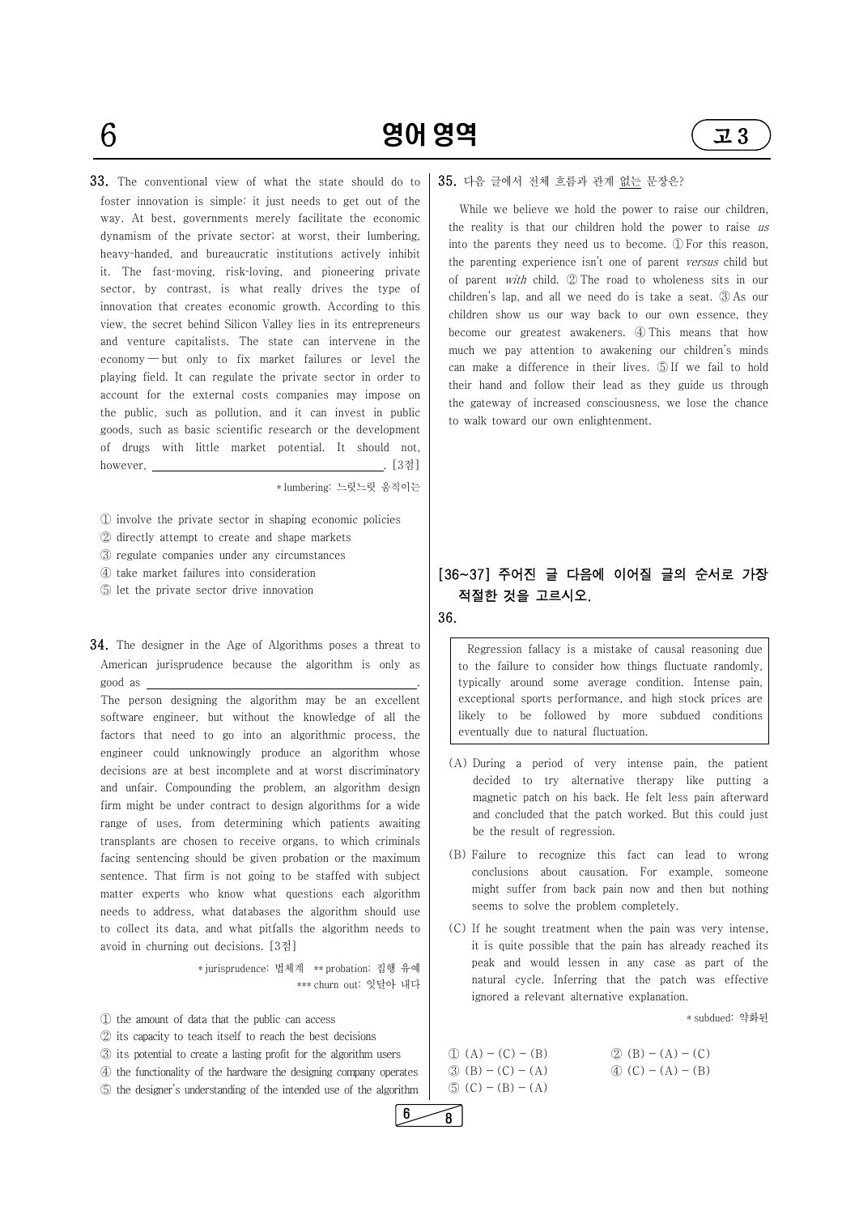**33.** The conventional view of what the state should do to foster innovation is simple: it just needs to get out of the way. At best, governments merely facilitate the economic dynamism of the private sector; at worst, their lumbering, heavy-handed, and bureaucratic institutions actively inhibit it. The fast-moving, risk-loving, and pioneering private sector, by contrast, is what really drives the type of innovation that creates economic growth. According to this view, the secret behind Silicon Valley lies in its entrepreneurs and venture capitalists. The state can intervene in the economy — but only to fix market failures or level the playing field. It can regulate the private sector in order to account for the external costs companies may impose on the public, such as pollution, and it can invest in public goods, such as basic scientific research or the development of drugs with little market potential. It should not, however, ______________________. [3점]

\* lumbering: 느릿느릿 움직이는

① involve the private sector in shaping economic policies
② directly attempt to create and shape markets
③ regulate companies under any circumstances
④ take market failures into consideration
⑤ let the private sector drive innovation

**34.** The designer in the Age of Algorithms poses a threat to American jurisprudence because the algorithm is only as good as ______________________. The person designing the algorithm may be an excellent software engineer, but without the knowledge of all the factors that need to go into an algorithmic process, the engineer could unknowingly produce an algorithm whose decisions are at best incomplete and at worst discriminatory and unfair. Compounding the problem, an algorithm design firm might be under contract to design algorithms for a wide range of uses, from determining which patients awaiting transplants are chosen to receive organs, to which criminals facing sentencing should be given probation or the maximum sentence. That firm is not going to be staffed with subject matter experts who know what questions each algorithm needs to address, what databases the algorithm should use to collect its data, and what pitfalls the algorithm needs to avoid in churning out decisions. [3점]

\* jurisprudence: 법체계 \*\* probation: 집행 유예
\*\*\* churn out: 잇달아 내다

① the amount of data that the public can access
② its capacity to teach itself to reach the best decisions
③ its potential to create a lasting profit for the algorithm users
④ the functionality of the hardware the designing company operates
⑤ the designer's understanding of the intended use of the algorithm

**35.** 다음 글에서 전체 흐름과 관계 <u>없는</u> 문장은?

While we believe we hold the power to raise our children, the reality is that our children hold the power to raise *us* into the parents they need us to become. ① For this reason, the parenting experience isn't one of parent *versus* child but of parent *with* child. ② The road to wholeness sits in our children's lap, and all we need do is take a seat. ③ As our children show us our way back to our own essence, they become our greatest awakeners. ④ This means that how much we pay attention to awakening our children's minds can make a difference in their lives. ⑤ If we fail to hold their hand and follow their lead as they guide us through the gateway of increased consciousness, we lose the chance to walk toward our own enlightenment.

**[36~37] 주어진 글 다음에 이어질 글의 순서로 가장 적절한 것을 고르시오.**

**36.**

Regression fallacy is a mistake of causal reasoning due to the failure to consider how things fluctuate randomly, typically around some average condition. Intense pain, exceptional sports performance, and high stock prices are likely to be followed by more subdued conditions eventually due to natural fluctuation.

(A) During a period of very intense pain, the patient decided to try alternative therapy like putting a magnetic patch on his back. He felt less pain afterward and concluded that the patch worked. But this could just be the result of regression.

(B) Failure to recognize this fact can lead to wrong conclusions about causation. For example, someone might suffer from back pain now and then but nothing seems to solve the problem completely.

(C) If he sought treatment when the pain was very intense, it is quite possible that the pain has already reached its peak and would lessen in any case as part of the natural cycle. Inferring that the patch was effective ignored a relevant alternative explanation.

\* subdued: 약화된

① (A) − (C) − (B)
② (B) − (A) − (C)
③ (B) − (C) − (A)
④ (C) − (A) − (B)
⑤ (C) − (B) − (A)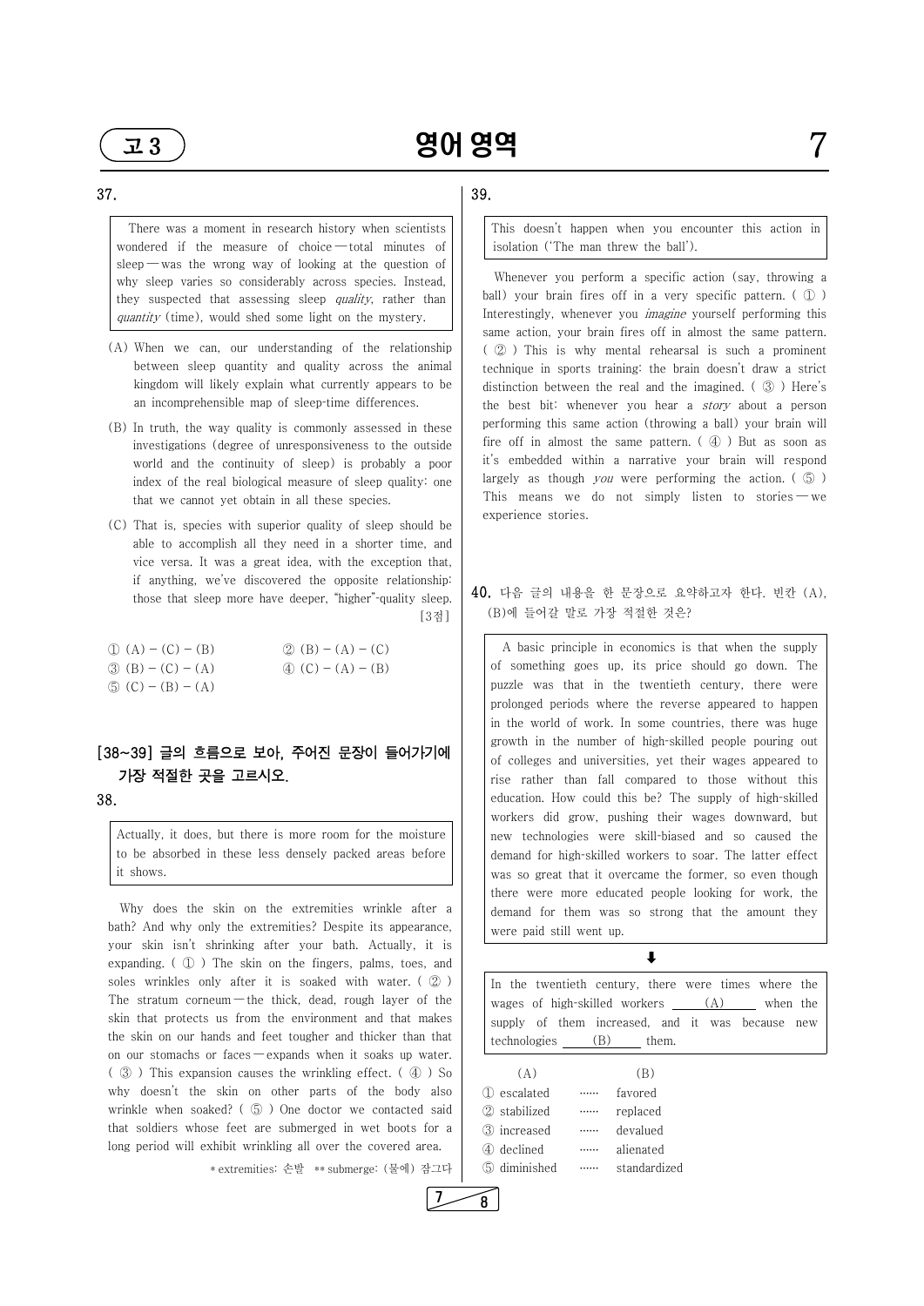37.

> There was a moment in research history when scientists wondered if the measure of choice — total minutes of sleep — was the wrong way of looking at the question of why sleep varies so considerably across species. Instead, they suspected that assessing sleep *quality*, rather than *quantity* (time), would shed some light on the mystery.

(A) When we can, our understanding of the relationship between sleep quantity and quality across the animal kingdom will likely explain what currently appears to be an incomprehensible map of sleep-time differences.

(B) In truth, the way quality is commonly assessed in these investigations (degree of unresponsiveness to the outside world and the continuity of sleep) is probably a poor index of the real biological measure of sleep quality: one that we cannot yet obtain in all these species.

(C) That is, species with superior quality of sleep should be able to accomplish all they need in a shorter time, and vice versa. It was a great idea, with the exception that, if anything, we've discovered the opposite relationship: those that sleep more have deeper, "higher"-quality sleep. [3점]

① (A) − (C) − (B)
② (B) − (A) − (C)
③ (B) − (C) − (A)
④ (C) − (A) − (B)
⑤ (C) − (B) − (A)

## [38~39] 글의 흐름으로 보아, 주어진 문장이 들어가기에 가장 적절한 곳을 고르시오.

38.

> Actually, it does, but there is more room for the moisture to be absorbed in these less densely packed areas before it shows.

Why does the skin on the extremities wrinkle after a bath? And why only the extremities? Despite its appearance, your skin isn't shrinking after your bath. Actually, it is expanding. ( ① ) The skin on the fingers, palms, toes, and soles wrinkles only after it is soaked with water. ( ② ) The stratum corneum — the thick, dead, rough layer of the skin that protects us from the environment and that makes the skin on our hands and feet tougher and thicker than that on our stomachs or faces — expands when it soaks up water. ( ③ ) This expansion causes the wrinkling effect. ( ④ ) So why doesn't the skin on other parts of the body also wrinkle when soaked? ( ⑤ ) One doctor we contacted said that soldiers whose feet are submerged in wet boots for a long period will exhibit wrinkling all over the covered area.

\* extremities: 손발 \*\* submerge: (물에) 잠그다

39.

> This doesn't happen when you encounter this action in isolation ('The man threw the ball').

Whenever you perform a specific action (say, throwing a ball) your brain fires off in a very specific pattern. ( ① ) Interestingly, whenever you *imagine* yourself performing this same action, your brain fires off in almost the same pattern. ( ② ) This is why mental rehearsal is such a prominent technique in sports training: the brain doesn't draw a strict distinction between the real and the imagined. ( ③ ) Here's the best bit: whenever you hear a *story* about a person performing this same action (throwing a ball) your brain will fire off in almost the same pattern. ( ④ ) But as soon as it's embedded within a narrative your brain will respond largely as though *you* were performing the action. ( ⑤ ) This means we do not simply listen to stories — we experience stories.

**40.** 다음 글의 내용을 한 문장으로 요약하고자 한다. 빈칸 (A), (B)에 들어갈 말로 가장 적절한 것은?

> A basic principle in economics is that when the supply of something goes up, its price should go down. The puzzle was that in the twentieth century, there were prolonged periods where the reverse appeared to happen in the world of work. In some countries, there was huge growth in the number of high-skilled people pouring out of colleges and universities, yet their wages appeared to rise rather than fall compared to those without this education. How could this be? The supply of high-skilled workers did grow, pushing their wages downward, but new technologies were skill-biased and so caused the demand for high-skilled workers to soar. The latter effect was so great that it overcame the former, so even though there were more educated people looking for work, the demand for them was so strong that the amount they were paid still went up.

⬇

> In the twentieth century, there were times where the wages of high-skilled workers ___(A)___ when the supply of them increased, and it was because new technologies ___(B)___ them.

| (A) | | (B) |
|---|---|---|
| ① escalated | …… | favored |
| ② stabilized | …… | replaced |
| ③ increased | …… | devalued |
| ④ declined | …… | alienated |
| ⑤ diminished | …… | standardized |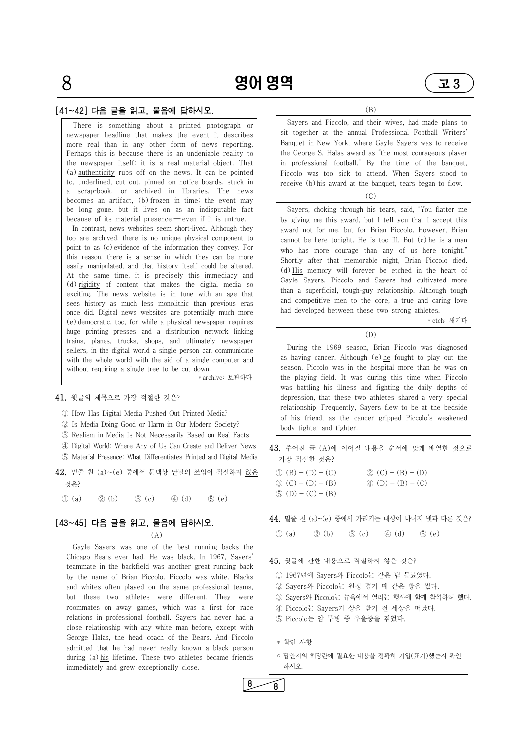## [41~42] 다음 글을 읽고, 물음에 답하시오.

There is something about a printed photograph or newspaper headline that makes the event it describes more real than in any other form of news reporting. Perhaps this is because there is an undeniable reality to the newspaper itself: it is a real material object. That (a) authenticity rubs off on the news. It can be pointed to, underlined, cut out, pinned on notice boards, stuck in a scrap-book, or archived in libraries. The news becomes an artifact, (b) frozen in time; the event may be long gone, but it lives on as an indisputable fact because of its material presence — even if it is untrue.

In contrast, news websites seem short-lived. Although they too are archived, there is no unique physical component to point to as (c) evidence of the information they convey. For this reason, there is a sense in which they can be more easily manipulated, and that history itself could be altered. At the same time, it is precisely this immediacy and (d) rigidity of content that makes the digital media so exciting. The news website is in tune with an age that sees history as much less monolithic than previous eras once did. Digital news websites are potentially much more (e) democratic, too, for while a physical newspaper requires huge printing presses and a distribution network linking trains, planes, trucks, shops, and ultimately newspaper sellers, in the digital world a single person can communicate with the whole world with the aid of a single computer and without requiring a single tree to be cut down.

\* archive: 보관하다

**41.** 윗글의 제목으로 가장 적절한 것은?

① How Has Digital Media Pushed Out Printed Media?
② Is Media Doing Good or Harm in Our Modern Society?
③ Realism in Media Is Not Necessarily Based on Real Facts
④ Digital World: Where Any of Us Can Create and Deliver News
⑤ Material Presence: What Differentiates Printed and Digital Media

**42.** 밑줄 친 (a)~(e) 중에서 문맥상 낱말의 쓰임이 적절하지 않은 것은?

① (a) ② (b) ③ (c) ④ (d) ⑤ (e)

## [43~45] 다음 글을 읽고, 물음에 답하시오.

(A)

Gayle Sayers was one of the best running backs the Chicago Bears ever had. He was black. In 1967, Sayers' teammate in the backfield was another great running back by the name of Brian Piccolo. Piccolo was white. Blacks and whites often played on the same professional teams, but these two athletes were different. They were roommates on away games, which was a first for race relations in professional football. Sayers had never had a close relationship with any white man before, except with George Halas, the head coach of the Bears. And Piccolo admitted that he had never really known a black person during (a) his lifetime. These two athletes became friends immediately and grew exceptionally close.

(B)

Sayers and Piccolo, and their wives, had made plans to sit together at the annual Professional Football Writers' Banquet in New York, where Gayle Sayers was to receive the George S. Halas award as "the most courageous player in professional football." By the time of the banquet, Piccolo was too sick to attend. When Sayers stood to receive (b) his award at the banquet, tears began to flow.

(C)

Sayers, choking through his tears, said, "You flatter me by giving me this award, but I tell you that I accept this award not for me, but for Brian Piccolo. However, Brian cannot be here tonight. He is too ill. But (c) he is a man who has more courage than any of us here tonight." Shortly after that memorable night, Brian Piccolo died. (d) His memory will forever be etched in the heart of Gayle Sayers. Piccolo and Sayers had cultivated more than a superficial, tough-guy relationship. Although tough and competitive men to the core, a true and caring love had developed between these two strong athletes.

\* etch: 새기다

(D)

During the 1969 season, Brian Piccolo was diagnosed as having cancer. Although (e) he fought to play out the season, Piccolo was in the hospital more than he was on the playing field. It was during this time when Piccolo was battling his illness and fighting the daily depths of depression, that these two athletes shared a very special relationship. Frequently, Sayers flew to be at the bedside of his friend, as the cancer gripped Piccolo's weakened body tighter and tighter.

**43.** 주어진 글 (A)에 이어질 내용을 순서에 맞게 배열한 것으로 가장 적절한 것은?

① (B) − (D) − (C)
② (C) − (B) − (D)
③ (C) − (D) − (B)
④ (D) − (B) − (C)
⑤ (D) − (C) − (B)

**44.** 밑줄 친 (a)~(e) 중에서 가리키는 대상이 나머지 넷과 다른 것은?

① (a) ② (b) ③ (c) ④ (d) ⑤ (e)

**45.** 윗글에 관한 내용으로 적절하지 않은 것은?

① 1967년에 Sayers와 Piccolo는 같은 팀 동료였다.
② Sayers와 Piccolo는 원정 경기 때 같은 방을 썼다.
③ Sayers와 Piccolo는 뉴욕에서 열리는 행사에 함께 참석하려 했다.
④ Piccolo는 Sayers가 상을 받기 전 세상을 떠났다.
⑤ Piccolo는 암 투병 중 우울증을 겪었다.

\* 확인 사항
○ 답안지의 해당란에 필요한 내용을 정확히 기입(표기)했는지 확인하시오.